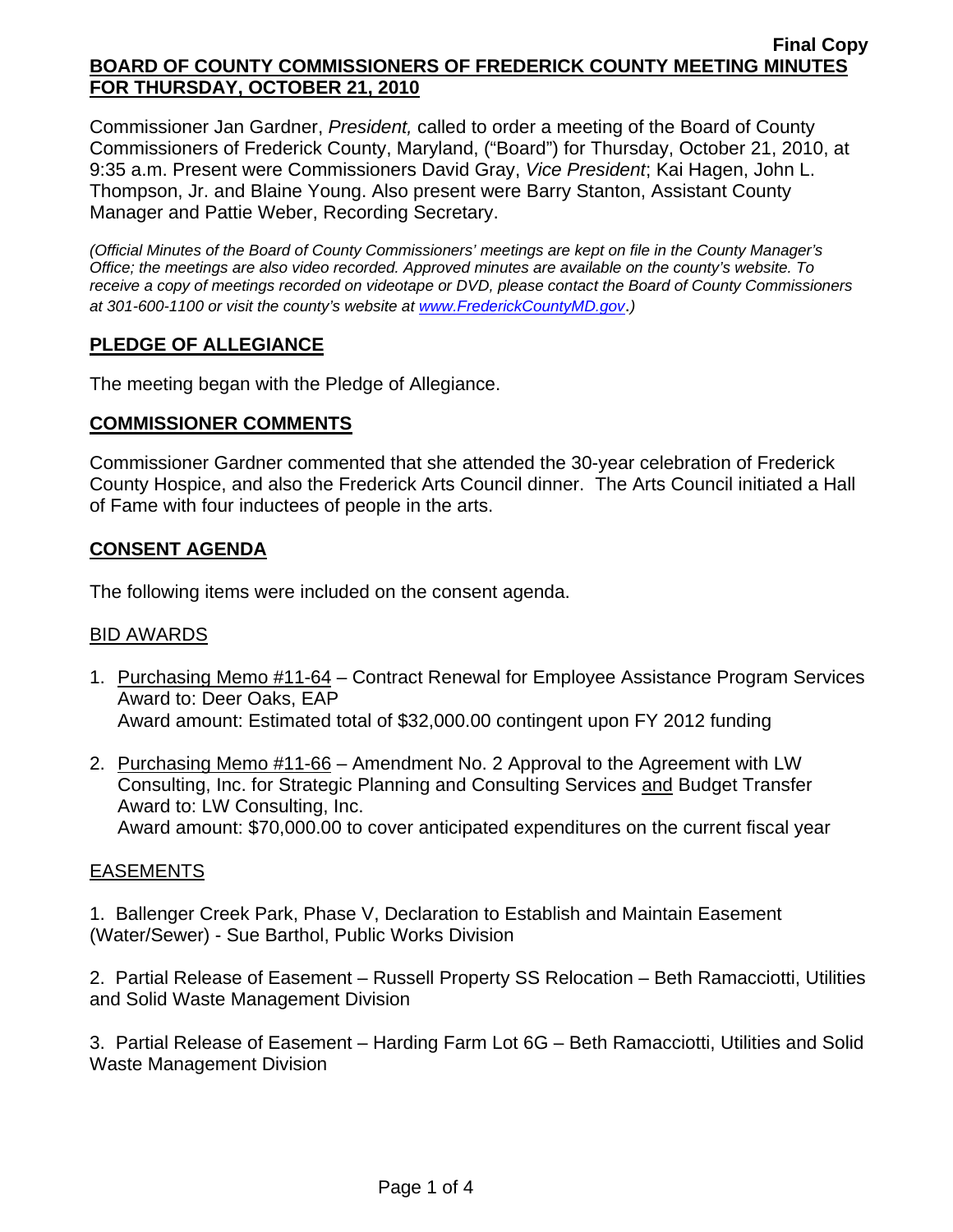**Final Copy**

**BOARD OF COUNTY COMMISSIONERS OF FREDERICK COUNTY MEETING MINUTES FOR THURSDAY, OCTOBER 21, 2010**

Commissioner Jan Gardner, *President,* called to order a meeting of the Board of County Commissioners of Frederick County, Maryland, ("Board") for Thursday, October 21, 2010, at 9:35 a.m. Present were Commissioners David Gray, *Vice President*; Kai Hagen, John L. Thompson, Jr. and Blaine Young. Also present were Barry Stanton, Assistant County Manager and Pattie Weber, Recording Secretary.

*(Official Minutes of the Board of County Commissioners' meetings are kept on file in the County Manager's Office; the meetings are also video recorded. Approved minutes are available on the county's website. To receive a copy of meetings recorded on videotape or DVD, please contact the Board of County Commissioners at 301-600-1100 or visit the county's website at www.FrederickCountyMD.gov.)*

## PLEDGE OF ALLEGIANCE

The meeting began with the Pledge of Allegiance.

## COMMISSIONER COMMENTS

Commissioner Gardner commented that she attended the 30-year celebration of Frederick County Hospice, and also the Frederick Arts Council dinner. The Arts Council initiated a Hall of Fame with four inductees of people in the arts.

## CONSENT AGENDA

The following items were included on the consent agenda.

### BID AWARDS

1. Purchasing Memo #11-64 – Contract Renewal for Employee Assistance Program Services
   Award to: Deer Oaks, EAP
   Award amount: Estimated total of $32,000.00 contingent upon FY 2012 funding

2. Purchasing Memo #11-66 – Amendment No. 2 Approval to the Agreement with LW Consulting, Inc. for Strategic Planning and Consulting Services and Budget Transfer
   Award to: LW Consulting, Inc.
   Award amount: $70,000.00 to cover anticipated expenditures on the current fiscal year

### EASEMENTS

1. Ballenger Creek Park, Phase V, Declaration to Establish and Maintain Easement (Water/Sewer) - Sue Barthol, Public Works Division

2. Partial Release of Easement – Russell Property SS Relocation – Beth Ramacciotti, Utilities and Solid Waste Management Division

3. Partial Release of Easement – Harding Farm Lot 6G – Beth Ramacciotti, Utilities and Solid Waste Management Division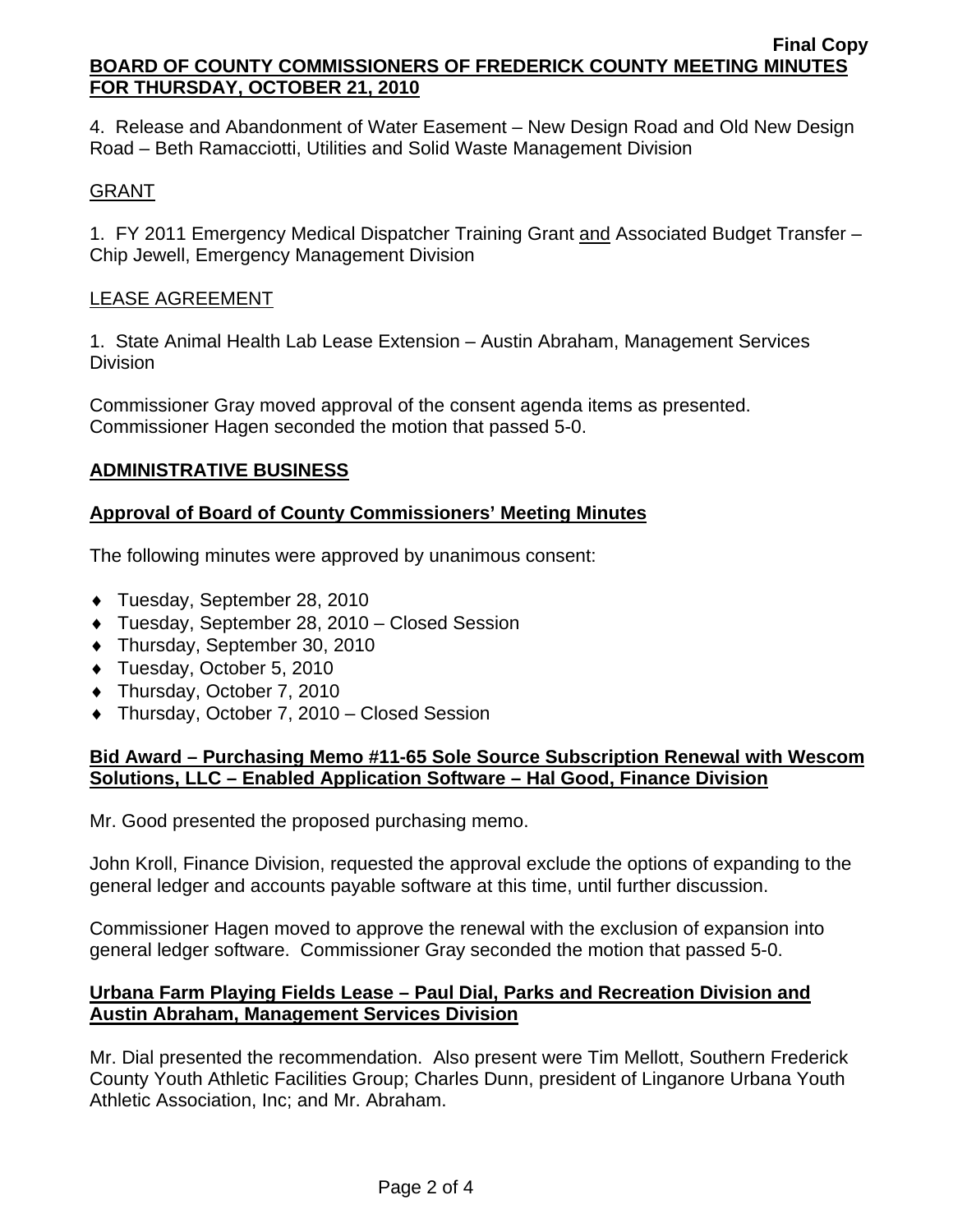4. Release and Abandonment of Water Easement – New Design Road and Old New Design Road – Beth Ramacciotti, Utilities and Solid Waste Management Division

GRANT

1. FY 2011 Emergency Medical Dispatcher Training Grant and Associated Budget Transfer – Chip Jewell, Emergency Management Division

LEASE AGREEMENT

1. State Animal Health Lab Lease Extension – Austin Abraham, Management Services Division

Commissioner Gray moved approval of the consent agenda items as presented. Commissioner Hagen seconded the motion that passed 5-0.

## ADMINISTRATIVE BUSINESS

### Approval of Board of County Commissioners' Meeting Minutes

The following minutes were approved by unanimous consent:

- Tuesday, September 28, 2010
- Tuesday, September 28, 2010 – Closed Session
- Thursday, September 30, 2010
- Tuesday, October 5, 2010
- Thursday, October 7, 2010
- Thursday, October 7, 2010 – Closed Session

### Bid Award – Purchasing Memo #11-65 Sole Source Subscription Renewal with Wescom Solutions, LLC – Enabled Application Software – Hal Good, Finance Division

Mr. Good presented the proposed purchasing memo.

John Kroll, Finance Division, requested the approval exclude the options of expanding to the general ledger and accounts payable software at this time, until further discussion.

Commissioner Hagen moved to approve the renewal with the exclusion of expansion into general ledger software. Commissioner Gray seconded the motion that passed 5-0.

### Urbana Farm Playing Fields Lease – Paul Dial, Parks and Recreation Division and Austin Abraham, Management Services Division

Mr. Dial presented the recommendation. Also present were Tim Mellott, Southern Frederick County Youth Athletic Facilities Group; Charles Dunn, president of Linganore Urbana Youth Athletic Association, Inc; and Mr. Abraham.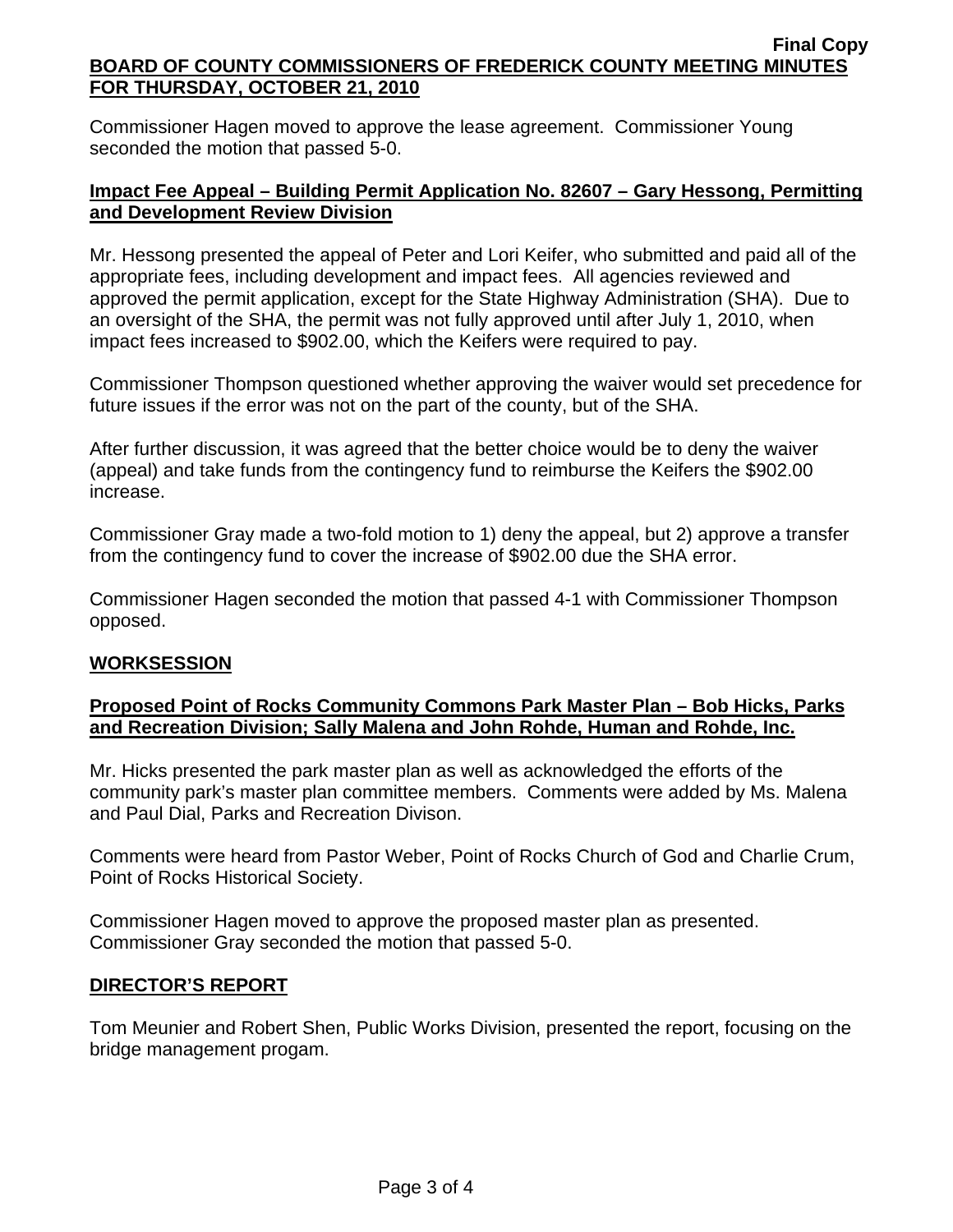Commissioner Hagen moved to approve the lease agreement. Commissioner Young seconded the motion that passed 5-0.

**Impact Fee Appeal – Building Permit Application No. 82607 – Gary Hessong, Permitting and Development Review Division**

Mr. Hessong presented the appeal of Peter and Lori Keifer, who submitted and paid all of the appropriate fees, including development and impact fees. All agencies reviewed and approved the permit application, except for the State Highway Administration (SHA). Due to an oversight of the SHA, the permit was not fully approved until after July 1, 2010, when impact fees increased to $902.00, which the Keifers were required to pay.

Commissioner Thompson questioned whether approving the waiver would set precedence for future issues if the error was not on the part of the county, but of the SHA.

After further discussion, it was agreed that the better choice would be to deny the waiver (appeal) and take funds from the contingency fund to reimburse the Keifers the $902.00 increase.

Commissioner Gray made a two-fold motion to 1) deny the appeal, but 2) approve a transfer from the contingency fund to cover the increase of $902.00 due the SHA error.

Commissioner Hagen seconded the motion that passed 4-1 with Commissioner Thompson opposed.

**WORKSESSION**

**Proposed Point of Rocks Community Commons Park Master Plan – Bob Hicks, Parks and Recreation Division; Sally Malena and John Rohde, Human and Rohde, Inc.**

Mr. Hicks presented the park master plan as well as acknowledged the efforts of the community park's master plan committee members. Comments were added by Ms. Malena and Paul Dial, Parks and Recreation Divison.

Comments were heard from Pastor Weber, Point of Rocks Church of God and Charlie Crum, Point of Rocks Historical Society.

Commissioner Hagen moved to approve the proposed master plan as presented. Commissioner Gray seconded the motion that passed 5-0.

**DIRECTOR'S REPORT**

Tom Meunier and Robert Shen, Public Works Division, presented the report, focusing on the bridge management progam.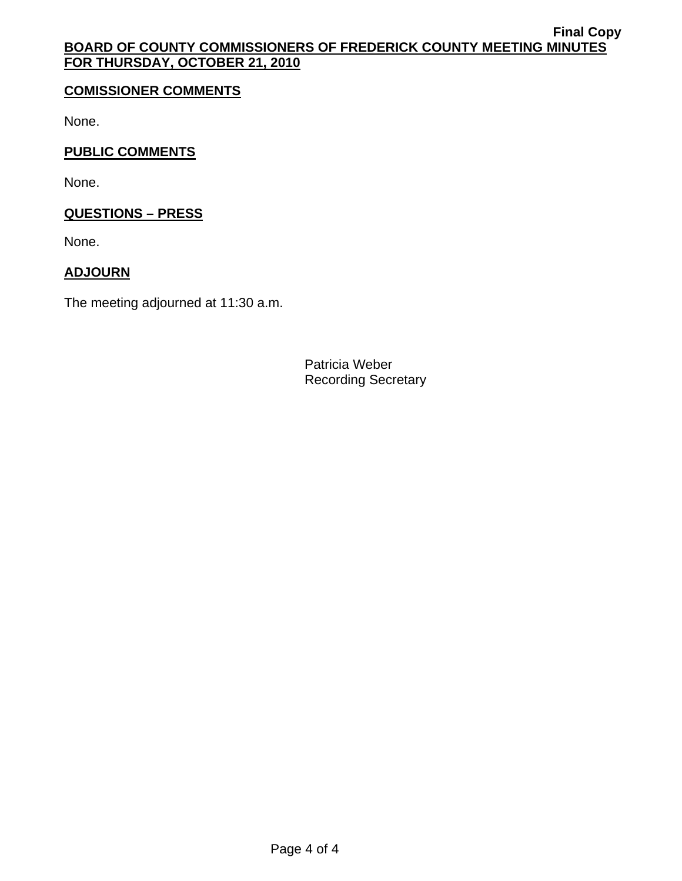## COMISSIONER COMMENTS

None.

## PUBLIC COMMENTS

None.

## QUESTIONS – PRESS

None.

## ADJOURN

The meeting adjourned at 11:30 a.m.

Patricia Weber
Recording Secretary